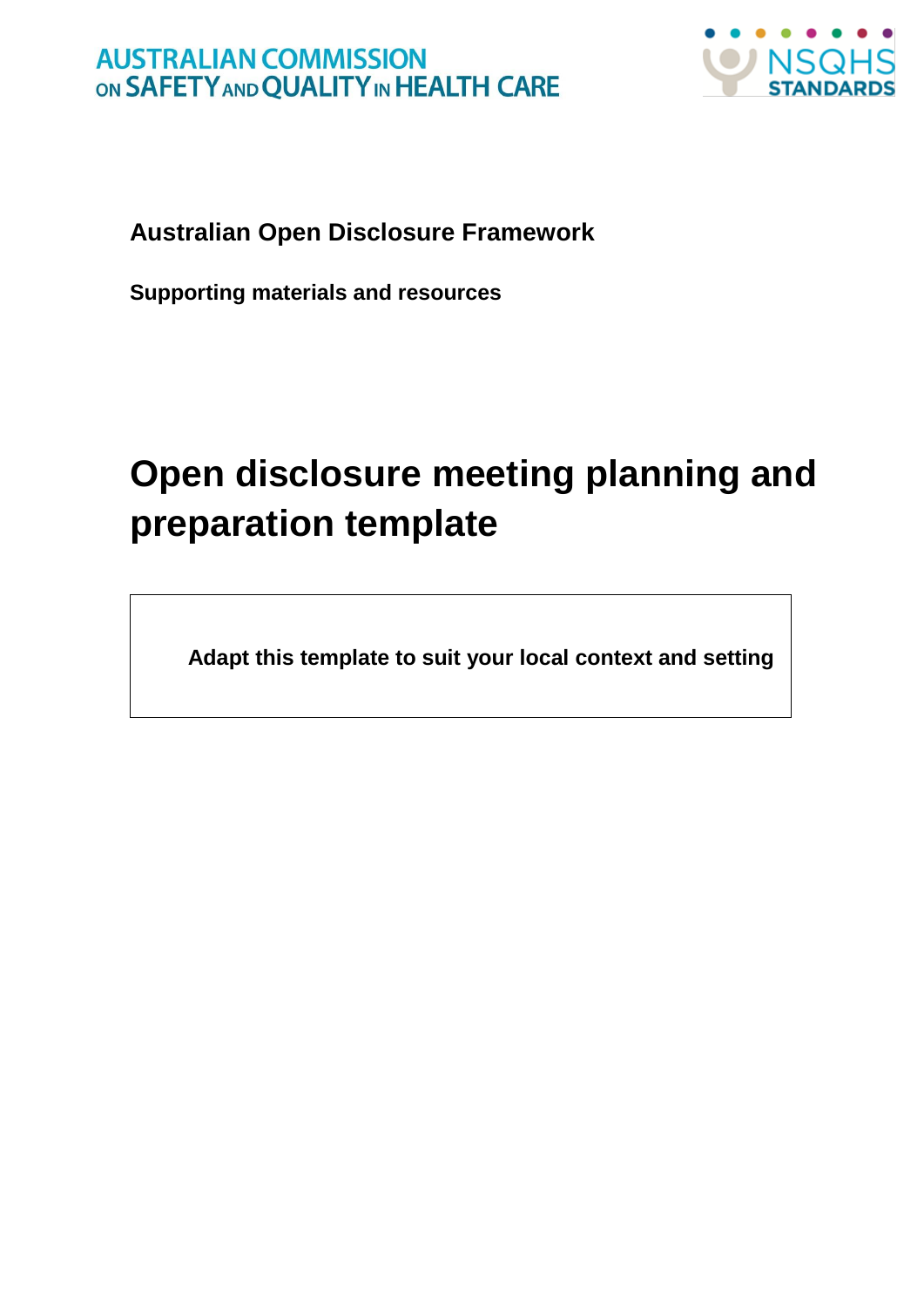AUSTRALIAN COMMISSION ON SAFETY AND QUALITY IN HEALTH CARE

NSQHS STANDARDS

**Australian Open Disclosure Framework**

**Supporting materials and resources**

# Open disclosure meeting planning and preparation template

**Adapt this template to suit your local context and setting**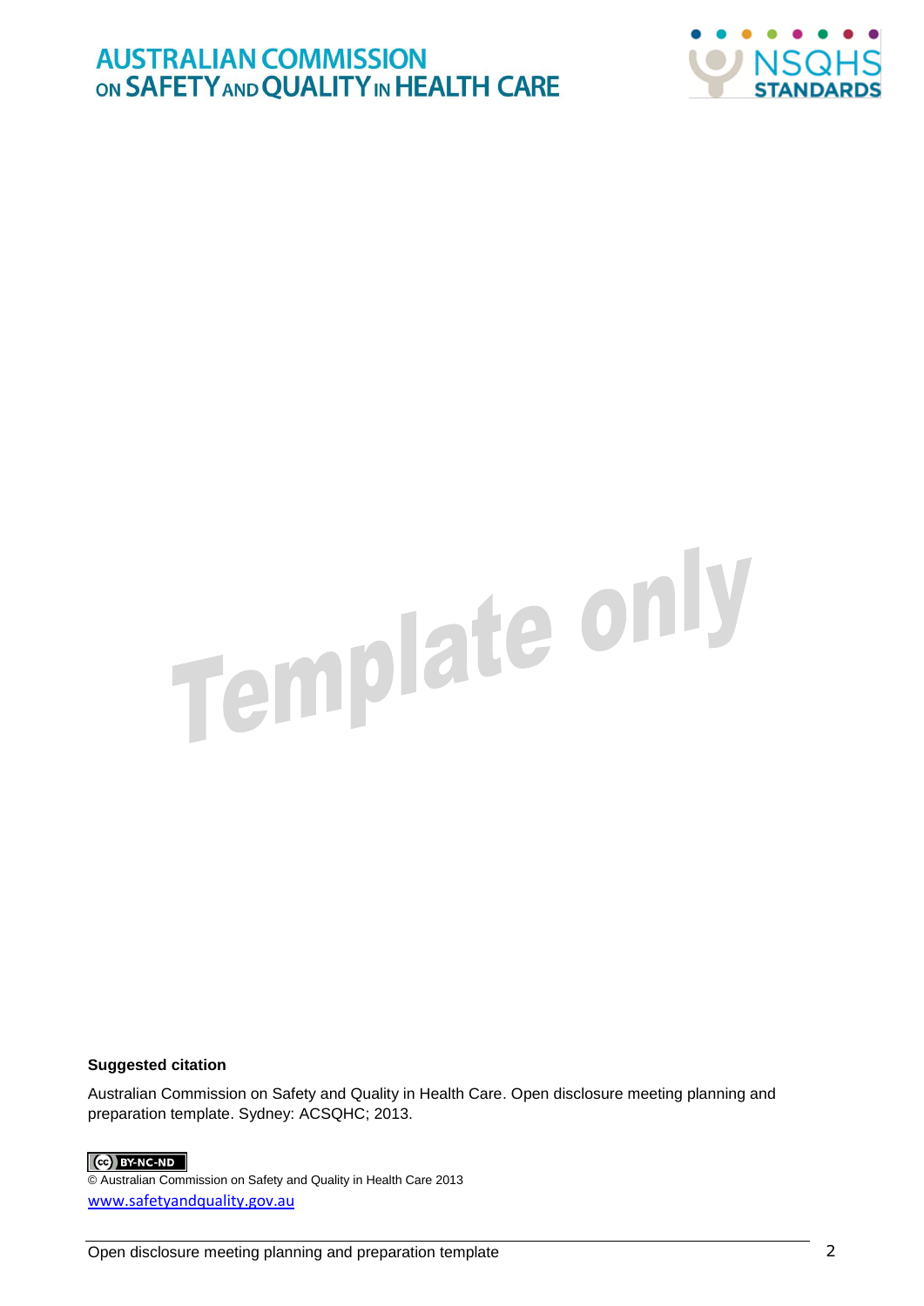**Suggested citation**

Australian Commission on Safety and Quality in Health Care. Open disclosure meeting planning and preparation template. Sydney: ACSQHC; 2013.

© Australian Commission on Safety and Quality in Health Care 2013

www.safetyandquality.gov.au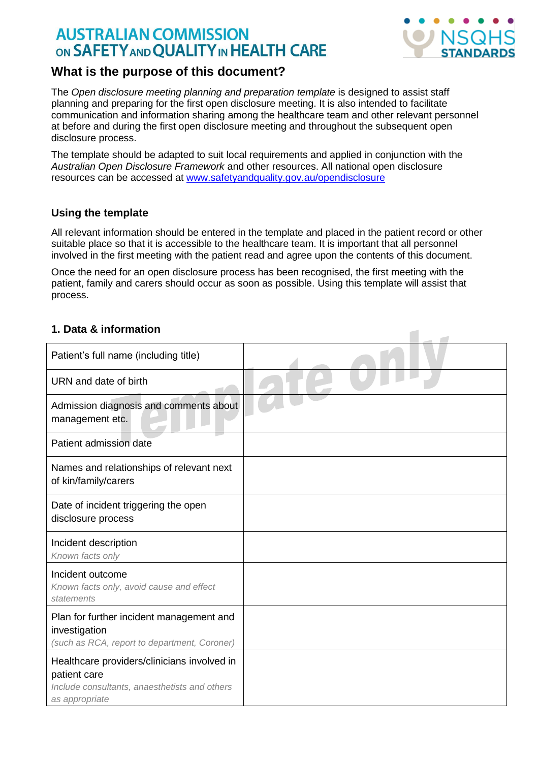## What is the purpose of this document?

The *Open disclosure meeting planning and preparation template* is designed to assist staff planning and preparing for the first open disclosure meeting. It is also intended to facilitate communication and information sharing among the healthcare team and other relevant personnel at before and during the first open disclosure meeting and throughout the subsequent open disclosure process.

The template should be adapted to suit local requirements and applied in conjunction with the *Australian Open Disclosure Framework* and other resources. All national open disclosure resources can be accessed at [www.safetyandquality.gov.au/opendisclosure](http://www.safetyandquality.gov.au/opendisclosure)

### Using the template

All relevant information should be entered in the template and placed in the patient record or other suitable place so that it is accessible to the healthcare team. It is important that all personnel involved in the first meeting with the patient read and agree upon the contents of this document.

Once the need for an open disclosure process has been recognised, the first meeting with the patient, family and carers should occur as soon as possible. Using this template will assist that process.

### 1. Data & information

| | |
|---|---|
| Patient's full name (including title) | |
| URN and date of birth | |
| Admission diagnosis and comments about management etc. | |
| Patient admission date | |
| Names and relationships of relevant next of kin/family/carers | |
| Date of incident triggering the open disclosure process | |
| Incident description<br>*Known facts only* | |
| Incident outcome<br>*Known facts only, avoid cause and effect statements* | |
| Plan for further incident management and investigation<br>*(such as RCA, report to department, Coroner)* | |
| Healthcare providers/clinicians involved in patient care<br>*Include consultants, anaesthetists and others as appropriate* | |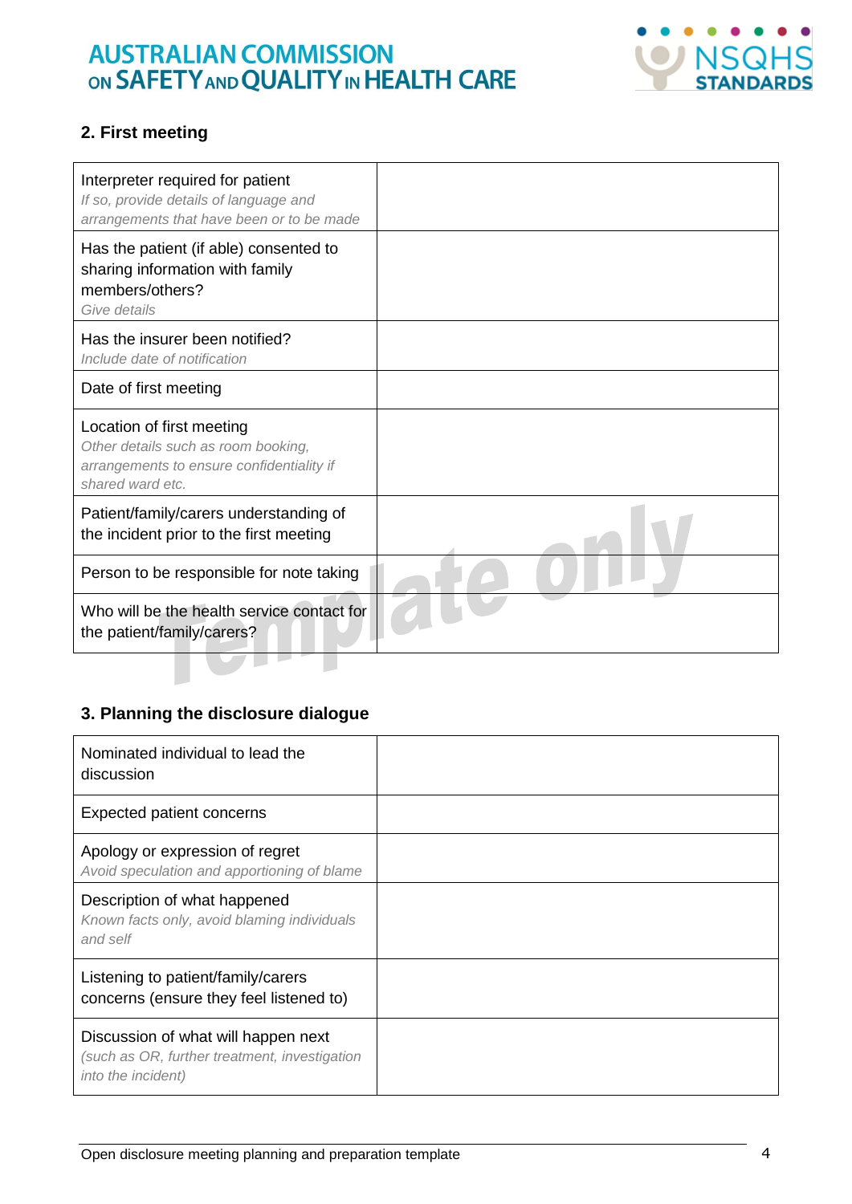## 2. First meeting

| | |
|---|---|
| Interpreter required for patient<br>*If so, provide details of language and arrangements that have been or to be made* | |
| Has the patient (if able) consented to sharing information with family members/others?<br>*Give details* | |
| Has the insurer been notified?<br>*Include date of notification* | |
| Date of first meeting | |
| Location of first meeting<br>*Other details such as room booking, arrangements to ensure confidentiality if shared ward etc.* | |
| Patient/family/carers understanding of the incident prior to the first meeting | |
| Person to be responsible for note taking | |
| Who will be the health service contact for the patient/family/carers? | |

## 3. Planning the disclosure dialogue

| | |
|---|---|
| Nominated individual to lead the discussion | |
| Expected patient concerns | |
| Apology or expression of regret<br>*Avoid speculation and apportioning of blame* | |
| Description of what happened<br>*Known facts only, avoid blaming individuals and self* | |
| Listening to patient/family/carers concerns (ensure they feel listened to) | |
| Discussion of what will happen next<br>*(such as OR, further treatment, investigation into the incident)* | |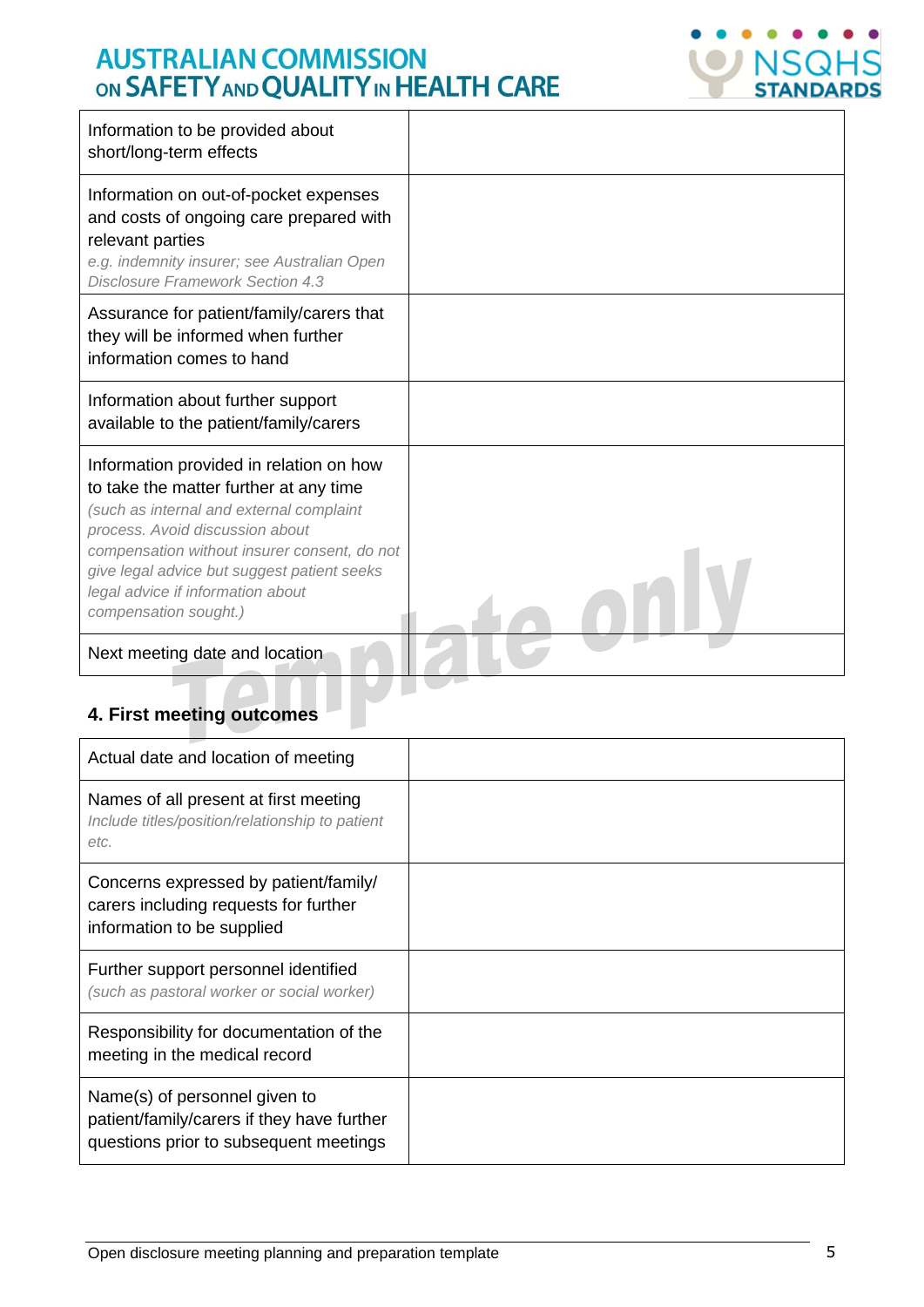| | |
|---|---|
| Information to be provided about short/long-term effects | |
| Information on out-of-pocket expenses and costs of ongoing care prepared with relevant parties<br>*e.g. indemnity insurer; see Australian Open Disclosure Framework Section 4.3* | |
| Assurance for patient/family/carers that they will be informed when further information comes to hand | |
| Information about further support available to the patient/family/carers | |
| Information provided in relation on how to take the matter further at any time<br>*(such as internal and external complaint process. Avoid discussion about compensation without insurer consent, do not give legal advice but suggest patient seeks legal advice if information about compensation sought.)* | |
| Next meeting date and location | |

## 4. First meeting outcomes

| | |
|---|---|
| Actual date and location of meeting | |
| Names of all present at first meeting<br>*Include titles/position/relationship to patient etc.* | |
| Concerns expressed by patient/family/ carers including requests for further information to be supplied | |
| Further support personnel identified<br>*(such as pastoral worker or social worker)* | |
| Responsibility for documentation of the meeting in the medical record | |
| Name(s) of personnel given to patient/family/carers if they have further questions prior to subsequent meetings | |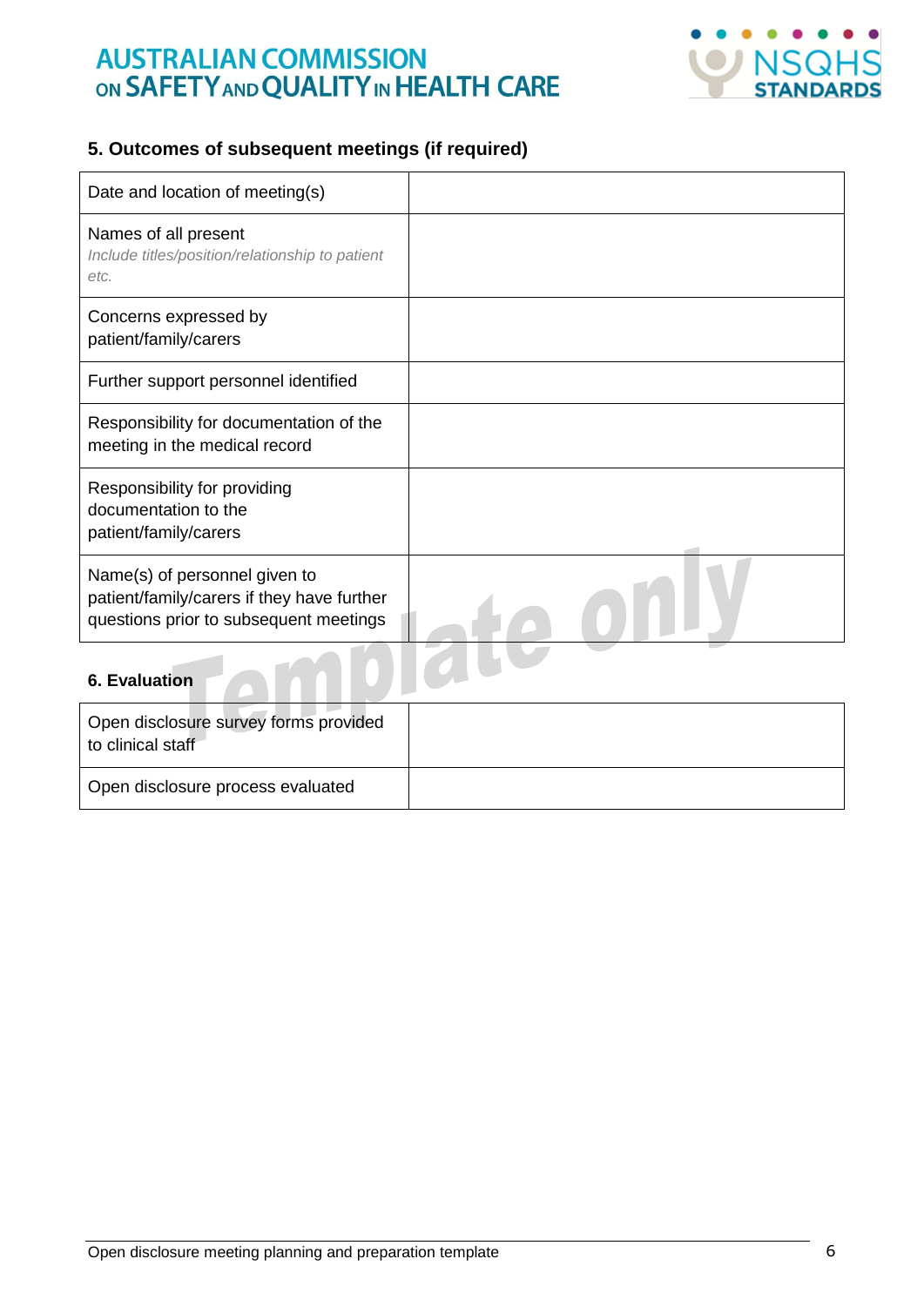## 5. Outcomes of subsequent meetings (if required)

| | |
|---|---|
| Date and location of meeting(s) | |
| Names of all present<br>*Include titles/position/relationship to patient etc.* | |
| Concerns expressed by patient/family/carers | |
| Further support personnel identified | |
| Responsibility for documentation of the meeting in the medical record | |
| Responsibility for providing documentation to the patient/family/carers | |
| Name(s) of personnel given to patient/family/carers if they have further questions prior to subsequent meetings | |

## 6. Evaluation

| | |
|---|---|
| Open disclosure survey forms provided to clinical staff | |
| Open disclosure process evaluated | |